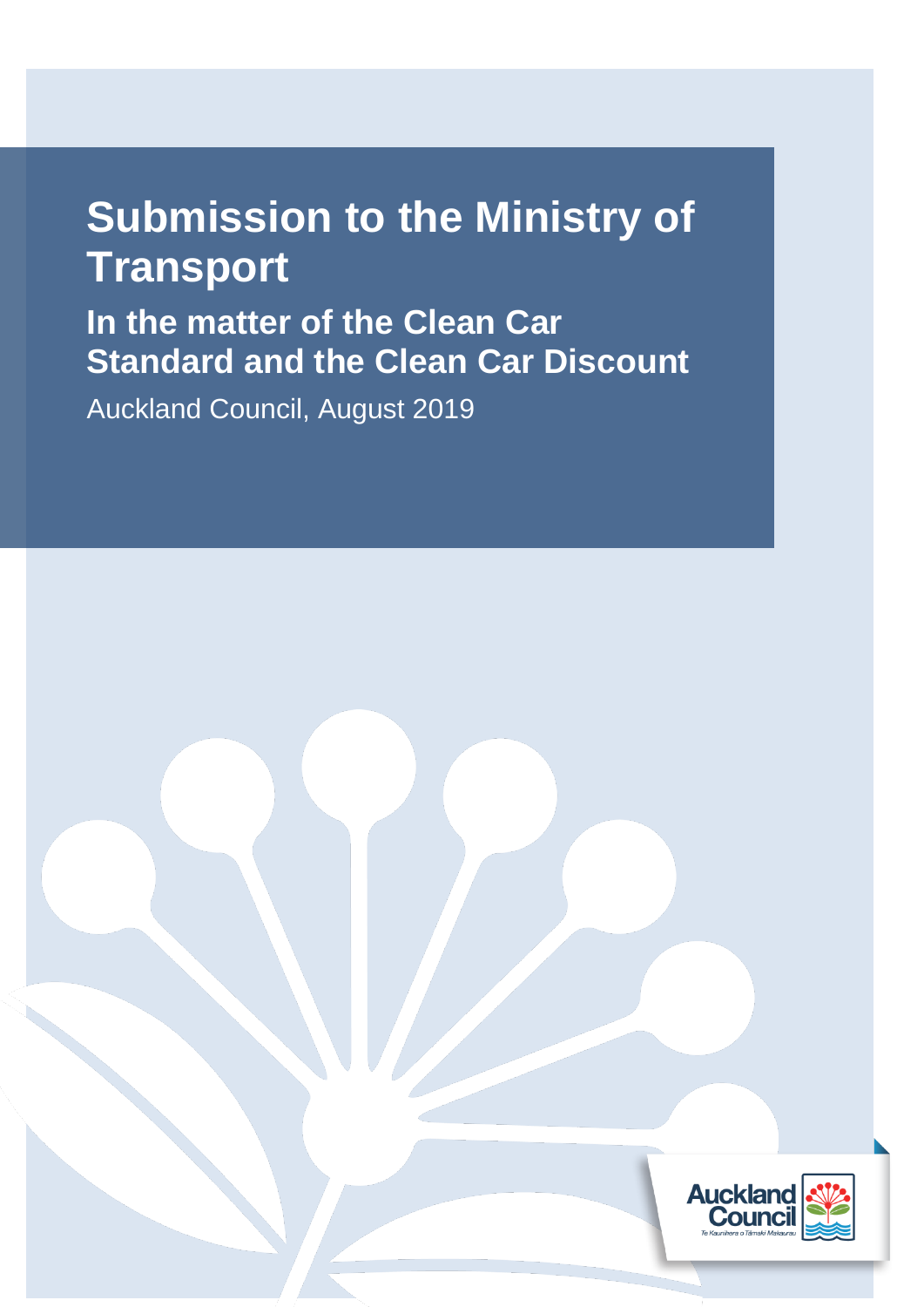# Submission to the Ministry of Transport

## In the matter of the Clean Car Standard and the Clean Car Discount

Auckland Council, August 2019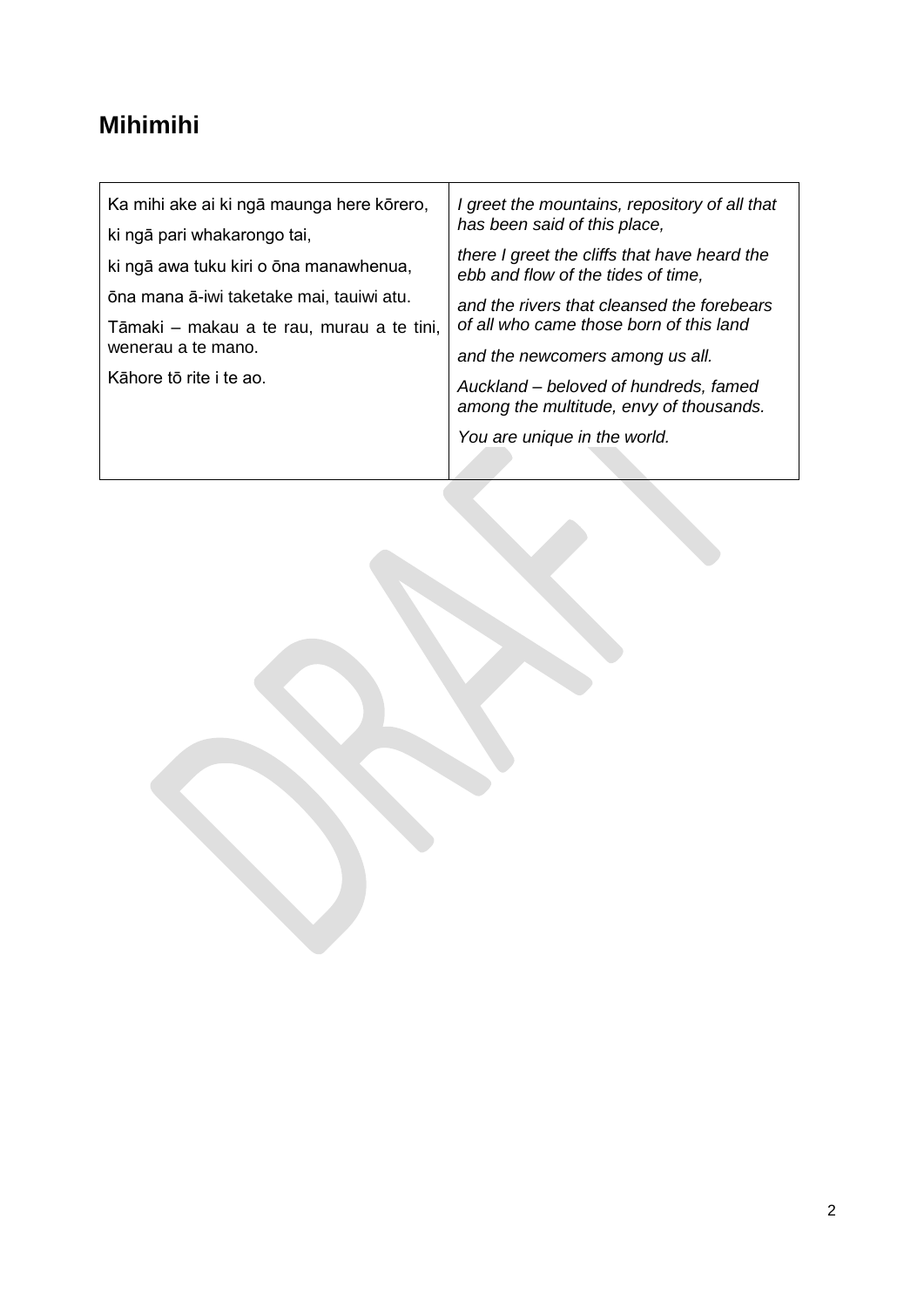## Mihimihi

| | |
|---|---|
| Ka mihi ake ai ki ngā maunga here kōrero,<br><br>ki ngā pari whakarongo tai,<br><br>ki ngā awa tuku kiri o ōna manawhenua,<br><br>ōna mana ā-iwi taketake mai, tauiwi atu.<br><br>Tāmaki – makau a te rau, murau a te tini, wenerau a te mano.<br><br>Kāhore tō rite i te ao. | *I greet the mountains, repository of all that has been said of this place,*<br><br>*there I greet the cliffs that have heard the ebb and flow of the tides of time,*<br><br>*and the rivers that cleansed the forebears of all who came those born of this land*<br><br>*and the newcomers among us all.*<br><br>*Auckland – beloved of hundreds, famed among the multitude, envy of thousands.*<br><br>*You are unique in the world.* |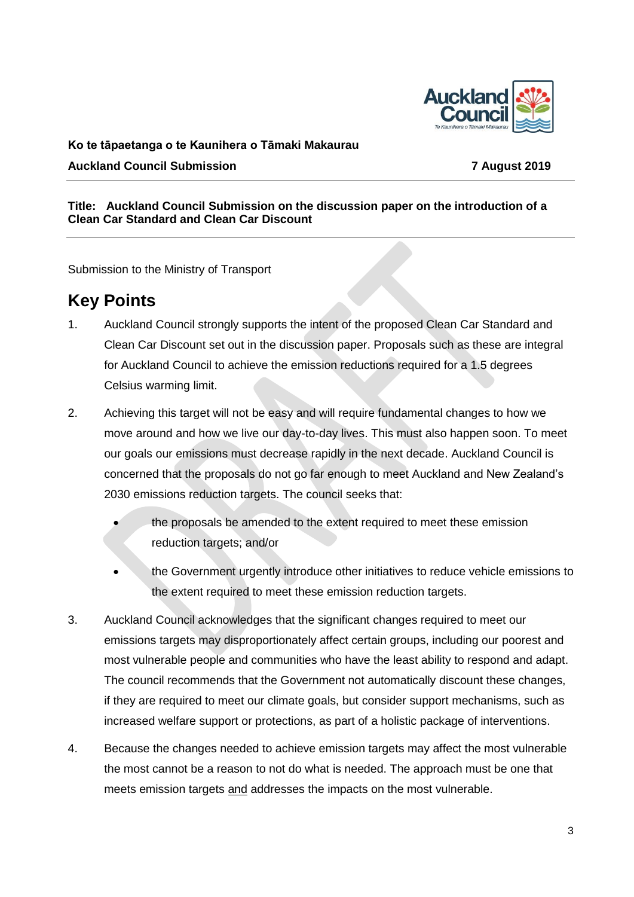**Ko te tāpaetanga o te Kaunihera o Tāmaki Makaurau**

**Auckland Council Submission** **7 August 2019**

**Title: Auckland Council Submission on the discussion paper on the introduction of a Clean Car Standard and Clean Car Discount**

Submission to the Ministry of Transport

# Key Points

1. Auckland Council strongly supports the intent of the proposed Clean Car Standard and Clean Car Discount set out in the discussion paper. Proposals such as these are integral for Auckland Council to achieve the emission reductions required for a 1.5 degrees Celsius warming limit.

2. Achieving this target will not be easy and will require fundamental changes to how we move around and how we live our day-to-day lives. This must also happen soon. To meet our goals our emissions must decrease rapidly in the next decade. Auckland Council is concerned that the proposals do not go far enough to meet Auckland and New Zealand's 2030 emissions reduction targets. The council seeks that:

   - the proposals be amended to the extent required to meet these emission reduction targets; and/or
   - the Government urgently introduce other initiatives to reduce vehicle emissions to the extent required to meet these emission reduction targets.

3. Auckland Council acknowledges that the significant changes required to meet our emissions targets may disproportionately affect certain groups, including our poorest and most vulnerable people and communities who have the least ability to respond and adapt. The council recommends that the Government not automatically discount these changes, if they are required to meet our climate goals, but consider support mechanisms, such as increased welfare support or protections, as part of a holistic package of interventions.

4. Because the changes needed to achieve emission targets may affect the most vulnerable the most cannot be a reason to not do what is needed. The approach must be one that meets emission targets and addresses the impacts on the most vulnerable.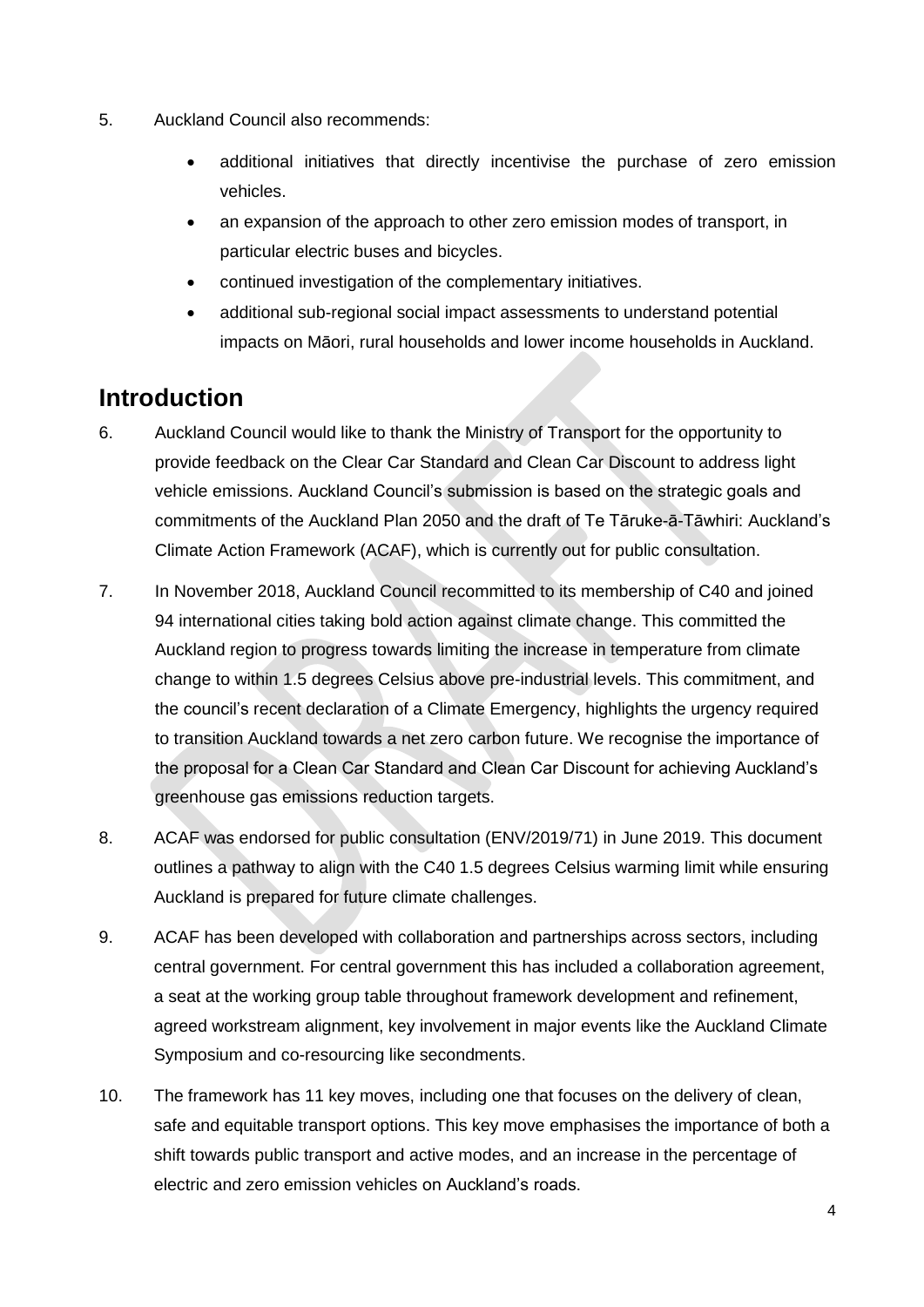5. Auckland Council also recommends:

   - additional initiatives that directly incentivise the purchase of zero emission vehicles.
   - an expansion of the approach to other zero emission modes of transport, in particular electric buses and bicycles.
   - continued investigation of the complementary initiatives.
   - additional sub-regional social impact assessments to understand potential impacts on Māori, rural households and lower income households in Auckland.

## Introduction

6. Auckland Council would like to thank the Ministry of Transport for the opportunity to provide feedback on the Clear Car Standard and Clean Car Discount to address light vehicle emissions. Auckland Council's submission is based on the strategic goals and commitments of the Auckland Plan 2050 and the draft of Te Tāruke-ā-Tāwhiri: Auckland's Climate Action Framework (ACAF), which is currently out for public consultation.

7. In November 2018, Auckland Council recommitted to its membership of C40 and joined 94 international cities taking bold action against climate change. This committed the Auckland region to progress towards limiting the increase in temperature from climate change to within 1.5 degrees Celsius above pre-industrial levels. This commitment, and the council's recent declaration of a Climate Emergency, highlights the urgency required to transition Auckland towards a net zero carbon future. We recognise the importance of the proposal for a Clean Car Standard and Clean Car Discount for achieving Auckland's greenhouse gas emissions reduction targets.

8. ACAF was endorsed for public consultation (ENV/2019/71) in June 2019. This document outlines a pathway to align with the C40 1.5 degrees Celsius warming limit while ensuring Auckland is prepared for future climate challenges.

9. ACAF has been developed with collaboration and partnerships across sectors, including central government. For central government this has included a collaboration agreement, a seat at the working group table throughout framework development and refinement, agreed workstream alignment, key involvement in major events like the Auckland Climate Symposium and co-resourcing like secondments.

10. The framework has 11 key moves, including one that focuses on the delivery of clean, safe and equitable transport options. This key move emphasises the importance of both a shift towards public transport and active modes, and an increase in the percentage of electric and zero emission vehicles on Auckland's roads.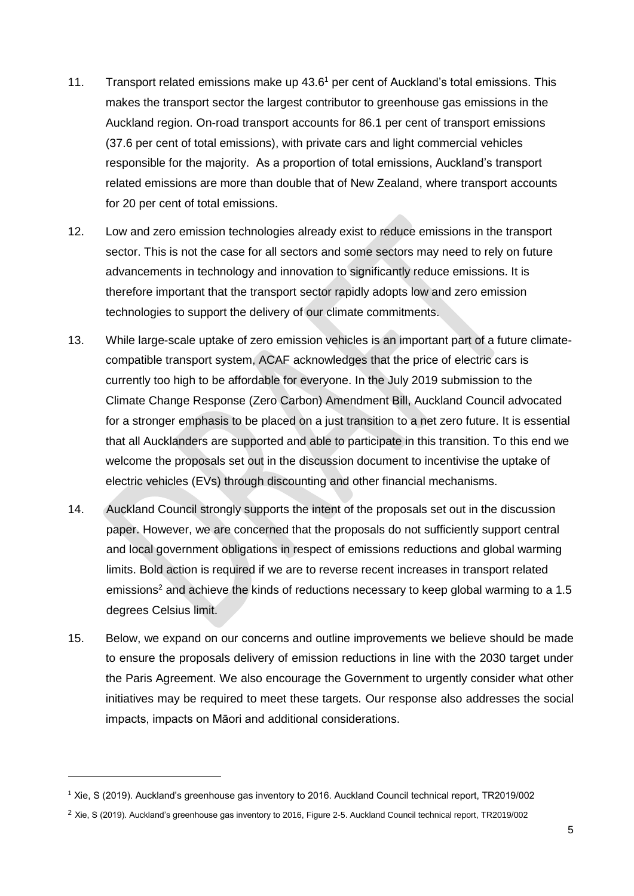11. Transport related emissions make up 43.6[1] per cent of Auckland's total emissions. This makes the transport sector the largest contributor to greenhouse gas emissions in the Auckland region. On-road transport accounts for 86.1 per cent of transport emissions (37.6 per cent of total emissions), with private cars and light commercial vehicles responsible for the majority. As a proportion of total emissions, Auckland's transport related emissions are more than double that of New Zealand, where transport accounts for 20 per cent of total emissions.

12. Low and zero emission technologies already exist to reduce emissions in the transport sector. This is not the case for all sectors and some sectors may need to rely on future advancements in technology and innovation to significantly reduce emissions. It is therefore important that the transport sector rapidly adopts low and zero emission technologies to support the delivery of our climate commitments.

13. While large-scale uptake of zero emission vehicles is an important part of a future climate-compatible transport system, ACAF acknowledges that the price of electric cars is currently too high to be affordable for everyone. In the July 2019 submission to the Climate Change Response (Zero Carbon) Amendment Bill, Auckland Council advocated for a stronger emphasis to be placed on a just transition to a net zero future. It is essential that all Aucklanders are supported and able to participate in this transition. To this end we welcome the proposals set out in the discussion document to incentivise the uptake of electric vehicles (EVs) through discounting and other financial mechanisms.

14. Auckland Council strongly supports the intent of the proposals set out in the discussion paper. However, we are concerned that the proposals do not sufficiently support central and local government obligations in respect of emissions reductions and global warming limits. Bold action is required if we are to reverse recent increases in transport related emissions[2] and achieve the kinds of reductions necessary to keep global warming to a 1.5 degrees Celsius limit.

15. Below, we expand on our concerns and outline improvements we believe should be made to ensure the proposals delivery of emission reductions in line with the 2030 target under the Paris Agreement. We also encourage the Government to urgently consider what other initiatives may be required to meet these targets. Our response also addresses the social impacts, impacts on Māori and additional considerations.

---

[1] Xie, S (2019). Auckland's greenhouse gas inventory to 2016. Auckland Council technical report, TR2019/002

[2] Xie, S (2019). Auckland's greenhouse gas inventory to 2016, Figure 2-5. Auckland Council technical report, TR2019/002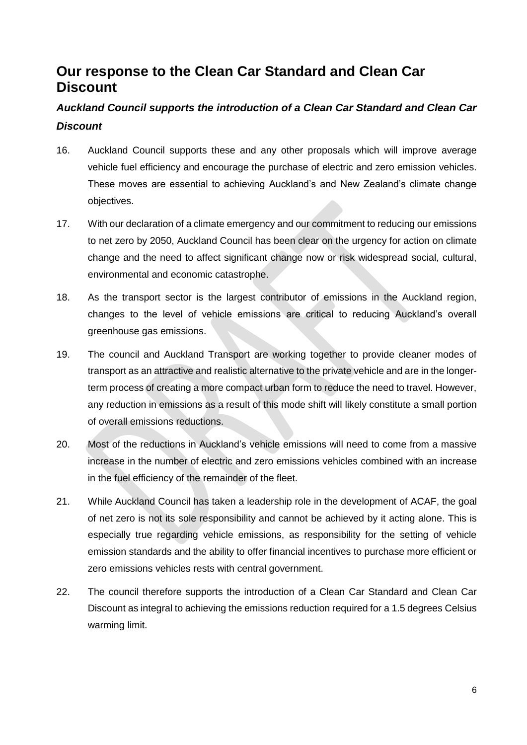## Our response to the Clean Car Standard and Clean Car Discount

### *Auckland Council supports the introduction of a Clean Car Standard and Clean Car Discount*

16. Auckland Council supports these and any other proposals which will improve average vehicle fuel efficiency and encourage the purchase of electric and zero emission vehicles. These moves are essential to achieving Auckland's and New Zealand's climate change objectives.

17. With our declaration of a climate emergency and our commitment to reducing our emissions to net zero by 2050, Auckland Council has been clear on the urgency for action on climate change and the need to affect significant change now or risk widespread social, cultural, environmental and economic catastrophe.

18. As the transport sector is the largest contributor of emissions in the Auckland region, changes to the level of vehicle emissions are critical to reducing Auckland's overall greenhouse gas emissions.

19. The council and Auckland Transport are working together to provide cleaner modes of transport as an attractive and realistic alternative to the private vehicle and are in the longer-term process of creating a more compact urban form to reduce the need to travel. However, any reduction in emissions as a result of this mode shift will likely constitute a small portion of overall emissions reductions.

20. Most of the reductions in Auckland's vehicle emissions will need to come from a massive increase in the number of electric and zero emissions vehicles combined with an increase in the fuel efficiency of the remainder of the fleet.

21. While Auckland Council has taken a leadership role in the development of ACAF, the goal of net zero is not its sole responsibility and cannot be achieved by it acting alone. This is especially true regarding vehicle emissions, as responsibility for the setting of vehicle emission standards and the ability to offer financial incentives to purchase more efficient or zero emissions vehicles rests with central government.

22. The council therefore supports the introduction of a Clean Car Standard and Clean Car Discount as integral to achieving the emissions reduction required for a 1.5 degrees Celsius warming limit.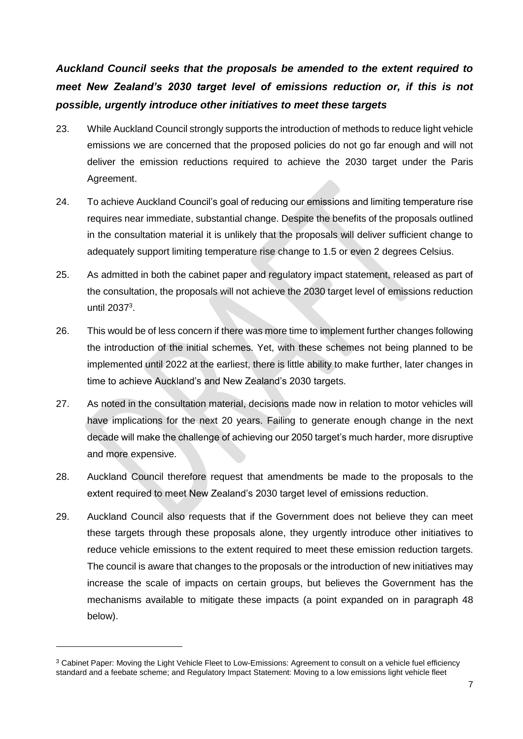***Auckland Council seeks that the proposals be amended to the extent required to meet New Zealand's 2030 target level of emissions reduction or, if this is not possible, urgently introduce other initiatives to meet these targets***

23. While Auckland Council strongly supports the introduction of methods to reduce light vehicle emissions we are concerned that the proposed policies do not go far enough and will not deliver the emission reductions required to achieve the 2030 target under the Paris Agreement.

24. To achieve Auckland Council's goal of reducing our emissions and limiting temperature rise requires near immediate, substantial change. Despite the benefits of the proposals outlined in the consultation material it is unlikely that the proposals will deliver sufficient change to adequately support limiting temperature rise change to 1.5 or even 2 degrees Celsius.

25. As admitted in both the cabinet paper and regulatory impact statement, released as part of the consultation, the proposals will not achieve the 2030 target level of emissions reduction until 2037[3].

26. This would be of less concern if there was more time to implement further changes following the introduction of the initial schemes. Yet, with these schemes not being planned to be implemented until 2022 at the earliest, there is little ability to make further, later changes in time to achieve Auckland's and New Zealand's 2030 targets.

27. As noted in the consultation material, decisions made now in relation to motor vehicles will have implications for the next 20 years. Failing to generate enough change in the next decade will make the challenge of achieving our 2050 target's much harder, more disruptive and more expensive.

28. Auckland Council therefore request that amendments be made to the proposals to the extent required to meet New Zealand's 2030 target level of emissions reduction.

29. Auckland Council also requests that if the Government does not believe they can meet these targets through these proposals alone, they urgently introduce other initiatives to reduce vehicle emissions to the extent required to meet these emission reduction targets. The council is aware that changes to the proposals or the introduction of new initiatives may increase the scale of impacts on certain groups, but believes the Government has the mechanisms available to mitigate these impacts (a point expanded on in paragraph 48 below).

---

[3] Cabinet Paper: Moving the Light Vehicle Fleet to Low-Emissions: Agreement to consult on a vehicle fuel efficiency standard and a feebate scheme; and Regulatory Impact Statement: Moving to a low emissions light vehicle fleet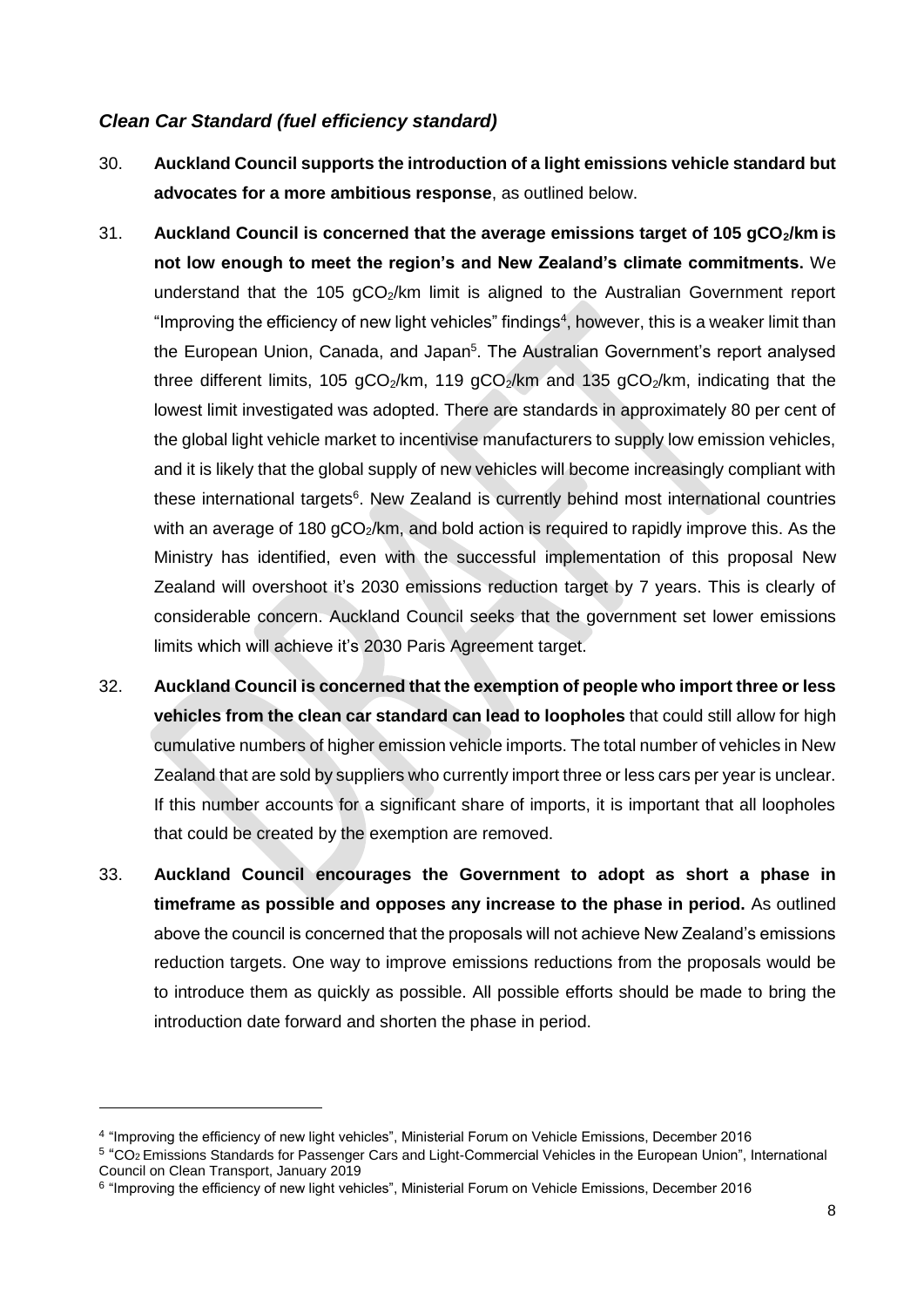### *Clean Car Standard (fuel efficiency standard)*

30. **Auckland Council supports the introduction of a light emissions vehicle standard but advocates for a more ambitious response**, as outlined below.

31. **Auckland Council is concerned that the average emissions target of 105 g$CO_2$/km is not low enough to meet the region's and New Zealand's climate commitments.** We understand that the 105 g$CO_2$/km limit is aligned to the Australian Government report "Improving the efficiency of new light vehicles" findings[4], however, this is a weaker limit than the European Union, Canada, and Japan[5]. The Australian Government's report analysed three different limits, 105 g$CO_2$/km, 119 g$CO_2$/km and 135 g$CO_2$/km, indicating that the lowest limit investigated was adopted. There are standards in approximately 80 per cent of the global light vehicle market to incentivise manufacturers to supply low emission vehicles, and it is likely that the global supply of new vehicles will become increasingly compliant with these international targets[6]. New Zealand is currently behind most international countries with an average of 180 g$CO_2$/km, and bold action is required to rapidly improve this. As the Ministry has identified, even with the successful implementation of this proposal New Zealand will overshoot it's 2030 emissions reduction target by 7 years. This is clearly of considerable concern. Auckland Council seeks that the government set lower emissions limits which will achieve it's 2030 Paris Agreement target.

32. **Auckland Council is concerned that the exemption of people who import three or less vehicles from the clean car standard can lead to loopholes** that could still allow for high cumulative numbers of higher emission vehicle imports. The total number of vehicles in New Zealand that are sold by suppliers who currently import three or less cars per year is unclear. If this number accounts for a significant share of imports, it is important that all loopholes that could be created by the exemption are removed.

33. **Auckland Council encourages the Government to adopt as short a phase in timeframe as possible and opposes any increase to the phase in period.** As outlined above the council is concerned that the proposals will not achieve New Zealand's emissions reduction targets. One way to improve emissions reductions from the proposals would be to introduce them as quickly as possible. All possible efforts should be made to bring the introduction date forward and shorten the phase in period.

---

[4] "Improving the efficiency of new light vehicles", Ministerial Forum on Vehicle Emissions, December 2016

[5] "$CO_2$ Emissions Standards for Passenger Cars and Light-Commercial Vehicles in the European Union", International Council on Clean Transport, January 2019

[6] "Improving the efficiency of new light vehicles", Ministerial Forum on Vehicle Emissions, December 2016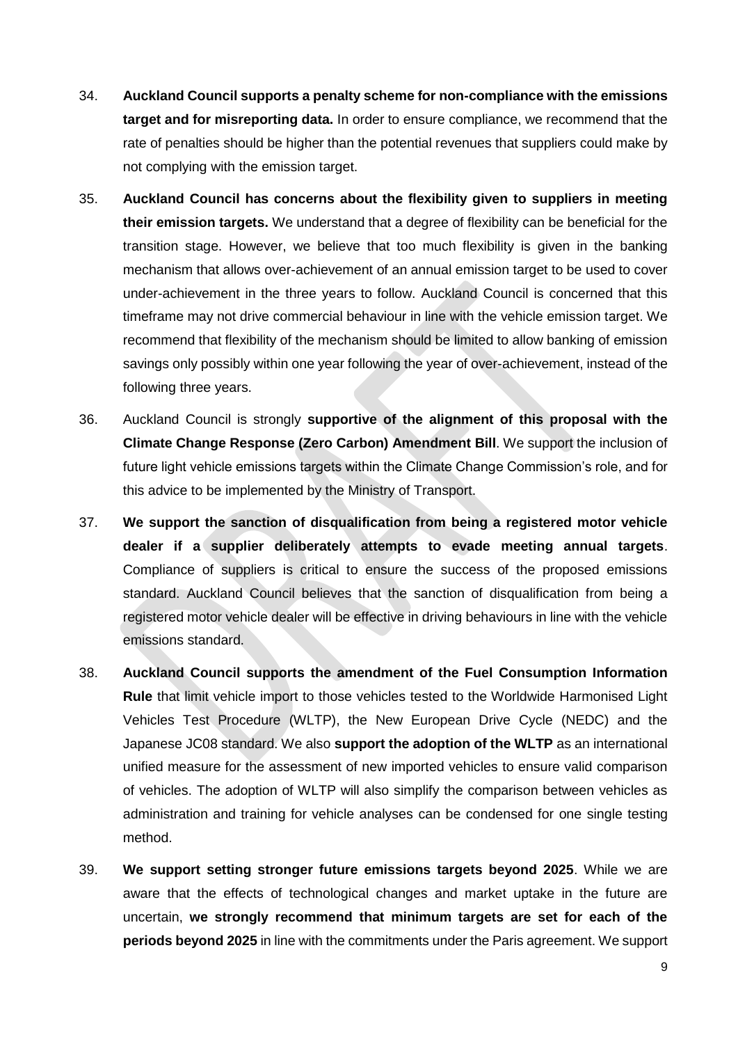34. **Auckland Council supports a penalty scheme for non-compliance with the emissions target and for misreporting data.** In order to ensure compliance, we recommend that the rate of penalties should be higher than the potential revenues that suppliers could make by not complying with the emission target.

35. **Auckland Council has concerns about the flexibility given to suppliers in meeting their emission targets.** We understand that a degree of flexibility can be beneficial for the transition stage. However, we believe that too much flexibility is given in the banking mechanism that allows over-achievement of an annual emission target to be used to cover under-achievement in the three years to follow. Auckland Council is concerned that this timeframe may not drive commercial behaviour in line with the vehicle emission target. We recommend that flexibility of the mechanism should be limited to allow banking of emission savings only possibly within one year following the year of over-achievement, instead of the following three years.

36. Auckland Council is strongly **supportive of the alignment of this proposal with the Climate Change Response (Zero Carbon) Amendment Bill**. We support the inclusion of future light vehicle emissions targets within the Climate Change Commission's role, and for this advice to be implemented by the Ministry of Transport.

37. **We support the sanction of disqualification from being a registered motor vehicle dealer if a supplier deliberately attempts to evade meeting annual targets**. Compliance of suppliers is critical to ensure the success of the proposed emissions standard. Auckland Council believes that the sanction of disqualification from being a registered motor vehicle dealer will be effective in driving behaviours in line with the vehicle emissions standard.

38. **Auckland Council supports the amendment of the Fuel Consumption Information Rule** that limit vehicle import to those vehicles tested to the Worldwide Harmonised Light Vehicles Test Procedure (WLTP), the New European Drive Cycle (NEDC) and the Japanese JC08 standard. We also **support the adoption of the WLTP** as an international unified measure for the assessment of new imported vehicles to ensure valid comparison of vehicles. The adoption of WLTP will also simplify the comparison between vehicles as administration and training for vehicle analyses can be condensed for one single testing method.

39. **We support setting stronger future emissions targets beyond 2025**. While we are aware that the effects of technological changes and market uptake in the future are uncertain, **we strongly recommend that minimum targets are set for each of the periods beyond 2025** in line with the commitments under the Paris agreement. We support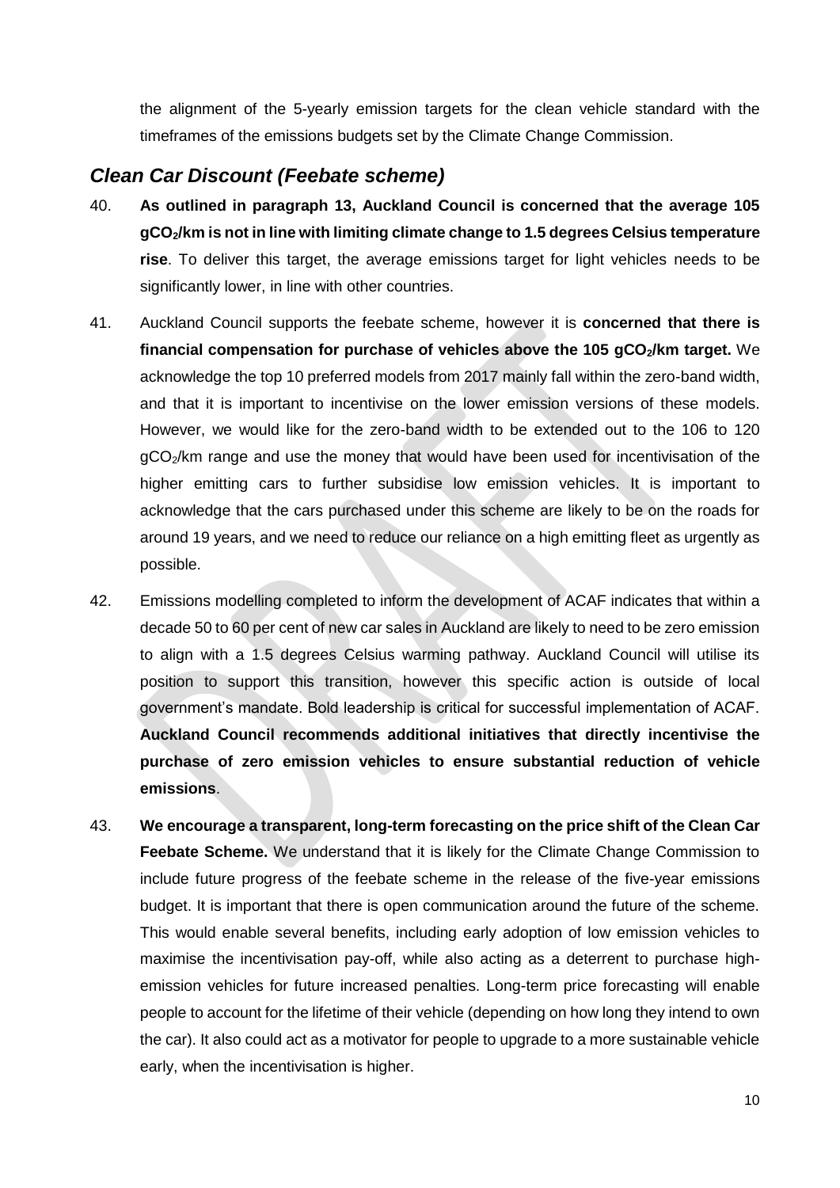the alignment of the 5-yearly emission targets for the clean vehicle standard with the timeframes of the emissions budgets set by the Climate Change Commission.

## *Clean Car Discount (Feebate scheme)*

40. **As outlined in paragraph 13, Auckland Council is concerned that the average 105 g$CO_2$/km is not in line with limiting climate change to 1.5 degrees Celsius temperature rise**. To deliver this target, the average emissions target for light vehicles needs to be significantly lower, in line with other countries.

41. Auckland Council supports the feebate scheme, however it is **concerned that there is financial compensation for purchase of vehicles above the 105 g$CO_2$/km target.** We acknowledge the top 10 preferred models from 2017 mainly fall within the zero-band width, and that it is important to incentivise on the lower emission versions of these models. However, we would like for the zero-band width to be extended out to the 106 to 120 g$CO_2$/km range and use the money that would have been used for incentivisation of the higher emitting cars to further subsidise low emission vehicles. It is important to acknowledge that the cars purchased under this scheme are likely to be on the roads for around 19 years, and we need to reduce our reliance on a high emitting fleet as urgently as possible.

42. Emissions modelling completed to inform the development of ACAF indicates that within a decade 50 to 60 per cent of new car sales in Auckland are likely to need to be zero emission to align with a 1.5 degrees Celsius warming pathway. Auckland Council will utilise its position to support this transition, however this specific action is outside of local government's mandate. Bold leadership is critical for successful implementation of ACAF. **Auckland Council recommends additional initiatives that directly incentivise the purchase of zero emission vehicles to ensure substantial reduction of vehicle emissions**.

43. **We encourage a transparent, long-term forecasting on the price shift of the Clean Car Feebate Scheme.** We understand that it is likely for the Climate Change Commission to include future progress of the feebate scheme in the release of the five-year emissions budget. It is important that there is open communication around the future of the scheme. This would enable several benefits, including early adoption of low emission vehicles to maximise the incentivisation pay-off, while also acting as a deterrent to purchase high-emission vehicles for future increased penalties. Long-term price forecasting will enable people to account for the lifetime of their vehicle (depending on how long they intend to own the car). It also could act as a motivator for people to upgrade to a more sustainable vehicle early, when the incentivisation is higher.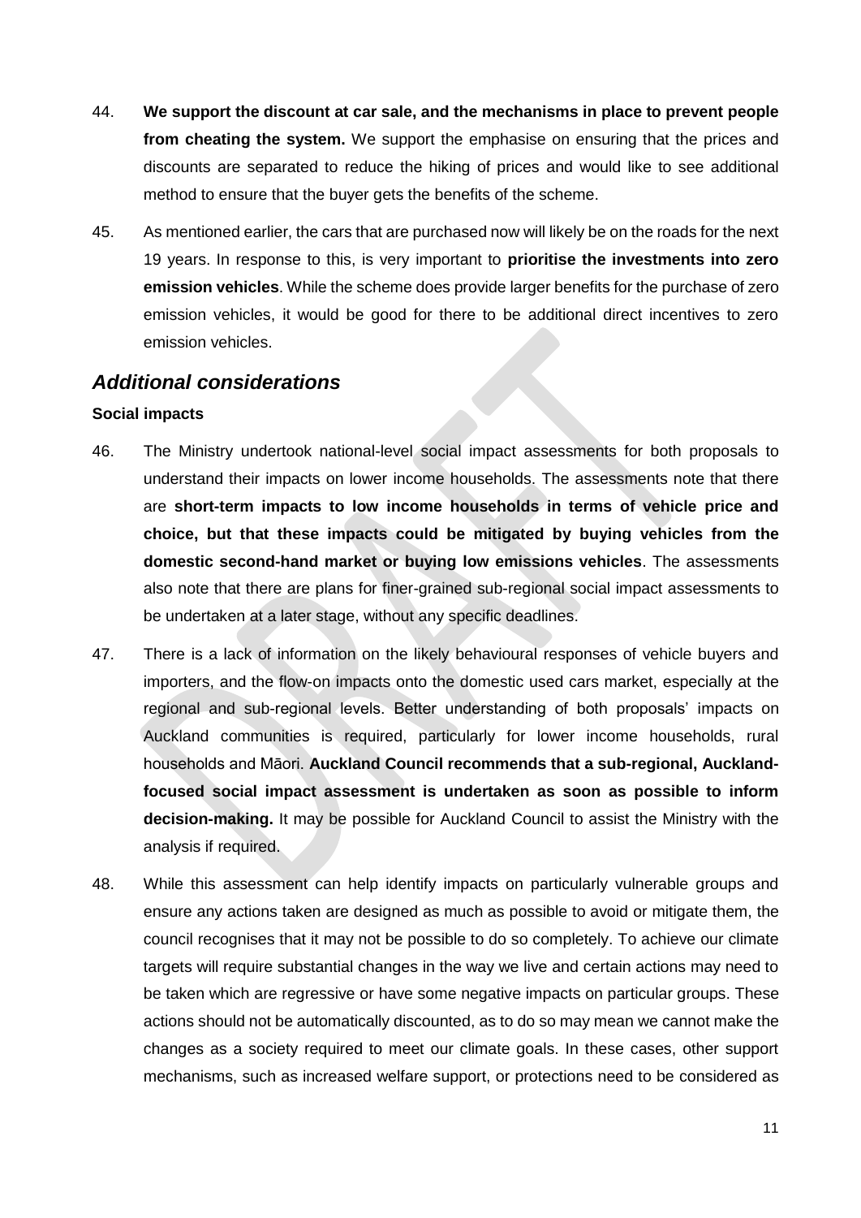44. **We support the discount at car sale, and the mechanisms in place to prevent people from cheating the system.** We support the emphasise on ensuring that the prices and discounts are separated to reduce the hiking of prices and would like to see additional method to ensure that the buyer gets the benefits of the scheme.

45. As mentioned earlier, the cars that are purchased now will likely be on the roads for the next 19 years. In response to this, is very important to **prioritise the investments into zero emission vehicles**. While the scheme does provide larger benefits for the purchase of zero emission vehicles, it would be good for there to be additional direct incentives to zero emission vehicles.

## *Additional considerations*

**Social impacts**

46. The Ministry undertook national-level social impact assessments for both proposals to understand their impacts on lower income households. The assessments note that there are **short-term impacts to low income households in terms of vehicle price and choice, but that these impacts could be mitigated by buying vehicles from the domestic second-hand market or buying low emissions vehicles**. The assessments also note that there are plans for finer-grained sub-regional social impact assessments to be undertaken at a later stage, without any specific deadlines.

47. There is a lack of information on the likely behavioural responses of vehicle buyers and importers, and the flow-on impacts onto the domestic used cars market, especially at the regional and sub-regional levels. Better understanding of both proposals' impacts on Auckland communities is required, particularly for lower income households, rural households and Māori. **Auckland Council recommends that a sub-regional, Auckland-focused social impact assessment is undertaken as soon as possible to inform decision-making.** It may be possible for Auckland Council to assist the Ministry with the analysis if required.

48. While this assessment can help identify impacts on particularly vulnerable groups and ensure any actions taken are designed as much as possible to avoid or mitigate them, the council recognises that it may not be possible to do so completely. To achieve our climate targets will require substantial changes in the way we live and certain actions may need to be taken which are regressive or have some negative impacts on particular groups. These actions should not be automatically discounted, as to do so may mean we cannot make the changes as a society required to meet our climate goals. In these cases, other support mechanisms, such as increased welfare support, or protections need to be considered as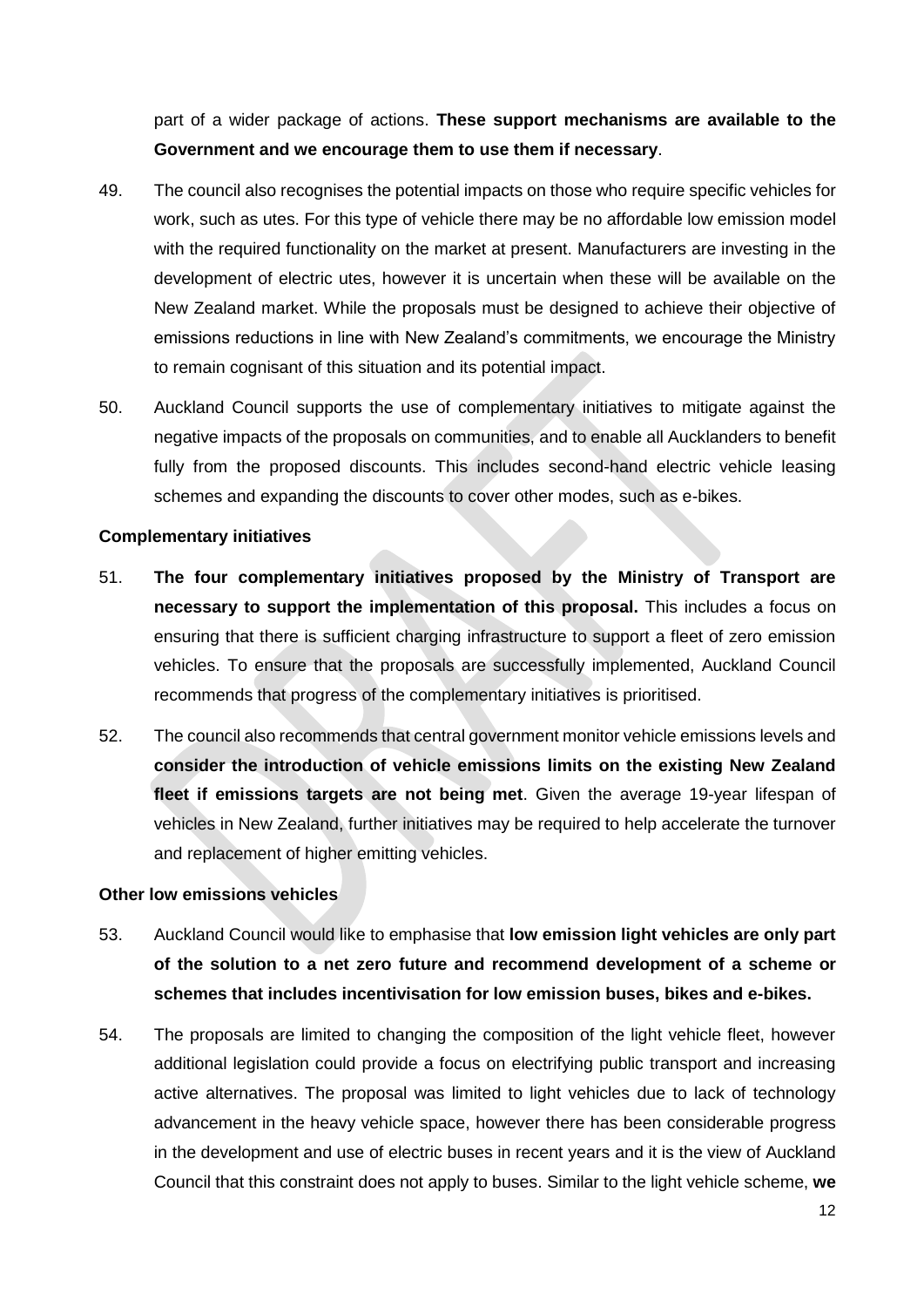part of a wider package of actions. **These support mechanisms are available to the Government and we encourage them to use them if necessary**.

49. The council also recognises the potential impacts on those who require specific vehicles for work, such as utes. For this type of vehicle there may be no affordable low emission model with the required functionality on the market at present. Manufacturers are investing in the development of electric utes, however it is uncertain when these will be available on the New Zealand market. While the proposals must be designed to achieve their objective of emissions reductions in line with New Zealand's commitments, we encourage the Ministry to remain cognisant of this situation and its potential impact.

50. Auckland Council supports the use of complementary initiatives to mitigate against the negative impacts of the proposals on communities, and to enable all Aucklanders to benefit fully from the proposed discounts. This includes second-hand electric vehicle leasing schemes and expanding the discounts to cover other modes, such as e-bikes.

**Complementary initiatives**

51. **The four complementary initiatives proposed by the Ministry of Transport are necessary to support the implementation of this proposal.** This includes a focus on ensuring that there is sufficient charging infrastructure to support a fleet of zero emission vehicles. To ensure that the proposals are successfully implemented, Auckland Council recommends that progress of the complementary initiatives is prioritised.

52. The council also recommends that central government monitor vehicle emissions levels and **consider the introduction of vehicle emissions limits on the existing New Zealand fleet if emissions targets are not being met**. Given the average 19-year lifespan of vehicles in New Zealand, further initiatives may be required to help accelerate the turnover and replacement of higher emitting vehicles.

**Other low emissions vehicles**

53. Auckland Council would like to emphasise that **low emission light vehicles are only part of the solution to a net zero future and recommend development of a scheme or schemes that includes incentivisation for low emission buses, bikes and e-bikes.**

54. The proposals are limited to changing the composition of the light vehicle fleet, however additional legislation could provide a focus on electrifying public transport and increasing active alternatives. The proposal was limited to light vehicles due to lack of technology advancement in the heavy vehicle space, however there has been considerable progress in the development and use of electric buses in recent years and it is the view of Auckland Council that this constraint does not apply to buses. Similar to the light vehicle scheme, **we**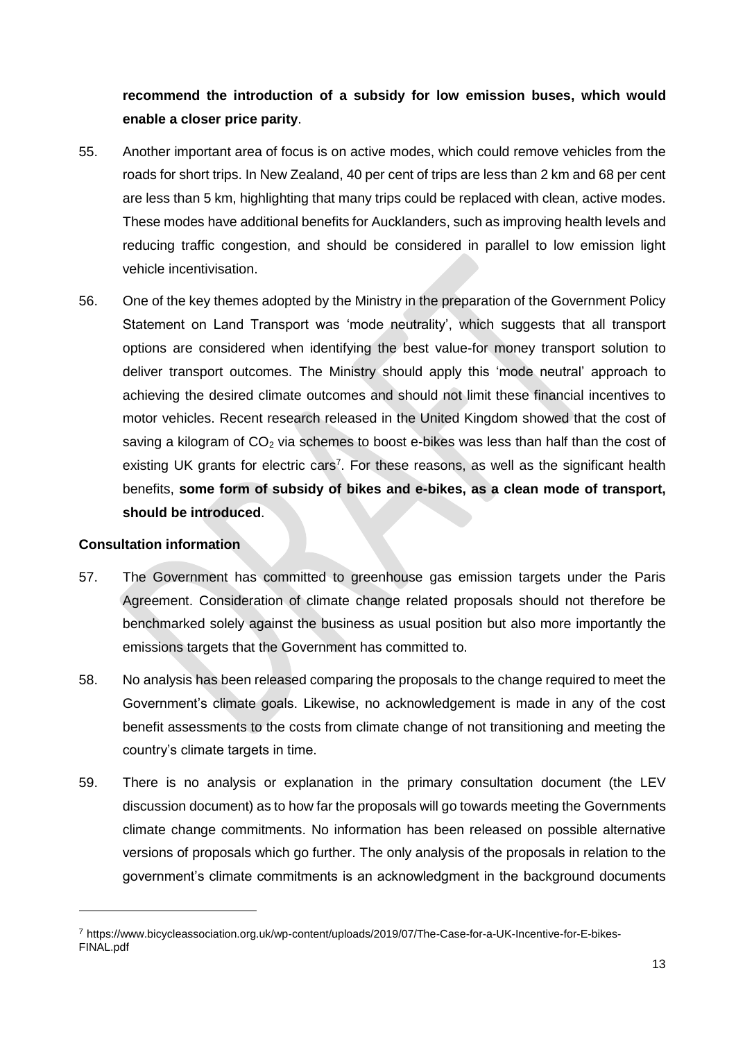**recommend the introduction of a subsidy for low emission buses, which would enable a closer price parity**.

55. Another important area of focus is on active modes, which could remove vehicles from the roads for short trips. In New Zealand, 40 per cent of trips are less than 2 km and 68 per cent are less than 5 km, highlighting that many trips could be replaced with clean, active modes. These modes have additional benefits for Aucklanders, such as improving health levels and reducing traffic congestion, and should be considered in parallel to low emission light vehicle incentivisation.

56. One of the key themes adopted by the Ministry in the preparation of the Government Policy Statement on Land Transport was 'mode neutrality', which suggests that all transport options are considered when identifying the best value-for money transport solution to deliver transport outcomes. The Ministry should apply this 'mode neutral' approach to achieving the desired climate outcomes and should not limit these financial incentives to motor vehicles. Recent research released in the United Kingdom showed that the cost of saving a kilogram of $CO_2$ via schemes to boost e-bikes was less than half than the cost of existing UK grants for electric cars[7]. For these reasons, as well as the significant health benefits, **some form of subsidy of bikes and e-bikes, as a clean mode of transport, should be introduced**.

**Consultation information**

57. The Government has committed to greenhouse gas emission targets under the Paris Agreement. Consideration of climate change related proposals should not therefore be benchmarked solely against the business as usual position but also more importantly the emissions targets that the Government has committed to.

58. No analysis has been released comparing the proposals to the change required to meet the Government's climate goals. Likewise, no acknowledgement is made in any of the cost benefit assessments to the costs from climate change of not transitioning and meeting the country's climate targets in time.

59. There is no analysis or explanation in the primary consultation document (the LEV discussion document) as to how far the proposals will go towards meeting the Governments climate change commitments. No information has been released on possible alternative versions of proposals which go further. The only analysis of the proposals in relation to the government's climate commitments is an acknowledgment in the background documents

---

[7] https://www.bicycleassociation.org.uk/wp-content/uploads/2019/07/The-Case-for-a-UK-Incentive-for-E-bikes-FINAL.pdf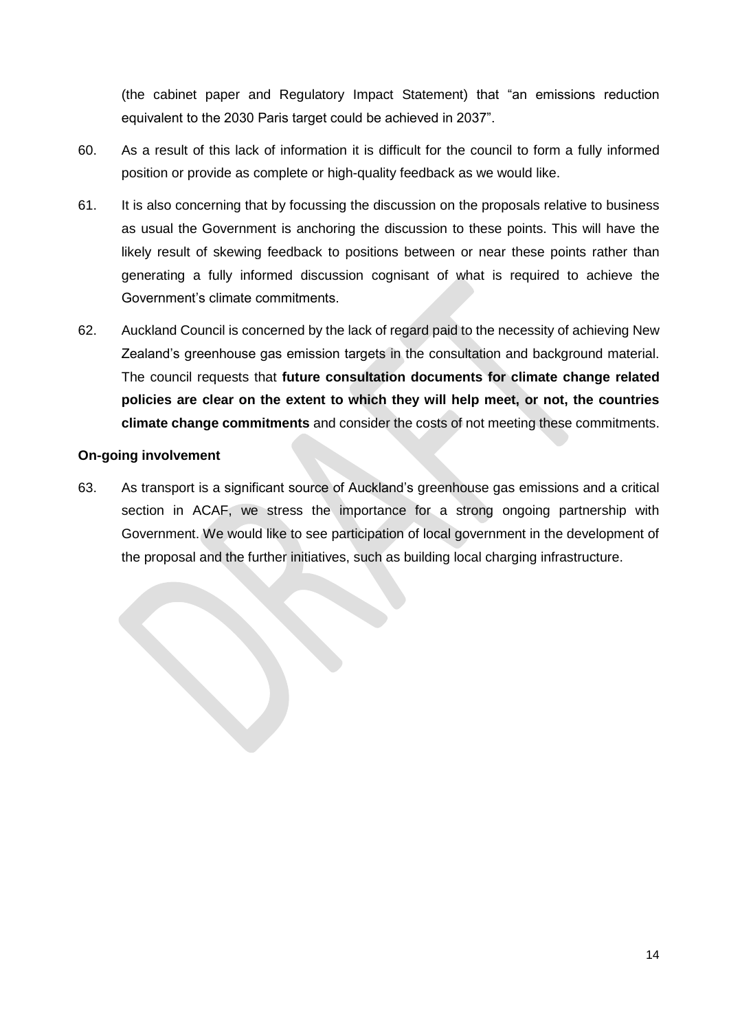(the cabinet paper and Regulatory Impact Statement) that "an emissions reduction equivalent to the 2030 Paris target could be achieved in 2037".

60. As a result of this lack of information it is difficult for the council to form a fully informed position or provide as complete or high-quality feedback as we would like.

61. It is also concerning that by focussing the discussion on the proposals relative to business as usual the Government is anchoring the discussion to these points. This will have the likely result of skewing feedback to positions between or near these points rather than generating a fully informed discussion cognisant of what is required to achieve the Government's climate commitments.

62. Auckland Council is concerned by the lack of regard paid to the necessity of achieving New Zealand's greenhouse gas emission targets in the consultation and background material. The council requests that **future consultation documents for climate change related policies are clear on the extent to which they will help meet, or not, the countries climate change commitments** and consider the costs of not meeting these commitments.

**On-going involvement**

63. As transport is a significant source of Auckland's greenhouse gas emissions and a critical section in ACAF, we stress the importance for a strong ongoing partnership with Government. We would like to see participation of local government in the development of the proposal and the further initiatives, such as building local charging infrastructure.